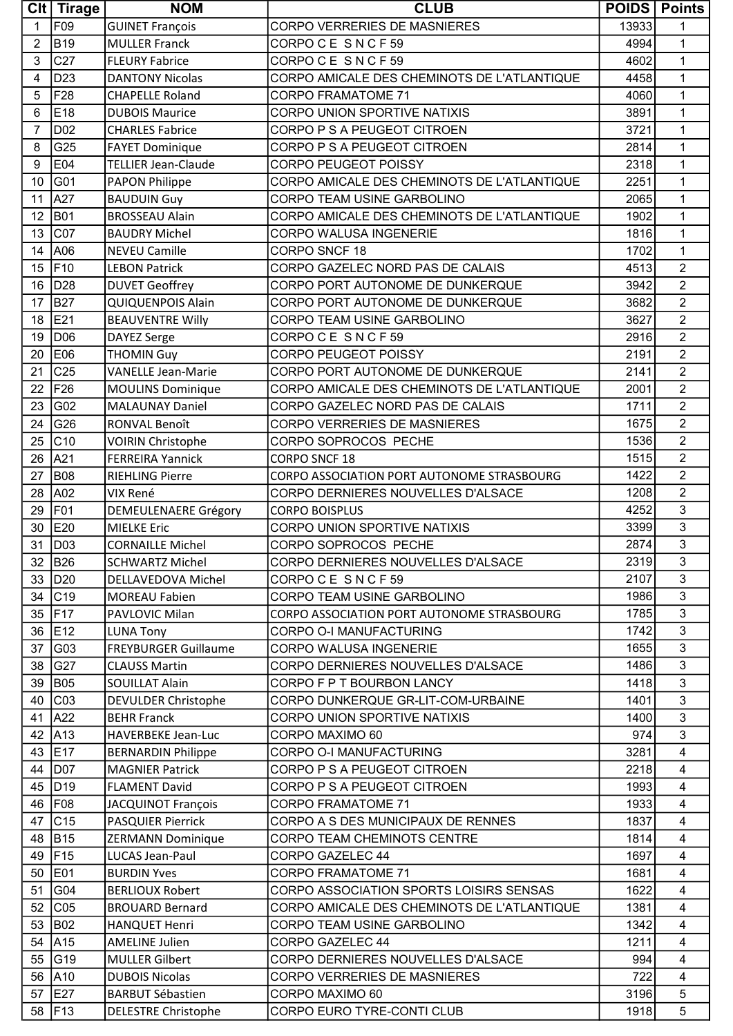| Clt | Tirage | NOM | CLUB | POIDS | Points |
|---|---|---|---|---|---|
| 1 | F09 | GUINET François | CORPO VERRERIES DE MASNIERES | 13933 | 1 |
| 2 | B19 | MULLER Franck | CORPO C E S N C F 59 | 4994 | 1 |
| 3 | C27 | FLEURY Fabrice | CORPO C E S N C F 59 | 4602 | 1 |
| 4 | D23 | DANTONY Nicolas | CORPO AMICALE DES CHEMINOTS DE L'ATLANTIQUE | 4458 | 1 |
| 5 | F28 | CHAPELLE Roland | CORPO FRAMATOME 71 | 4060 | 1 |
| 6 | E18 | DUBOIS Maurice | CORPO UNION SPORTIVE NATIXIS | 3891 | 1 |
| 7 | D02 | CHARLES Fabrice | CORPO P S A PEUGEOT CITROEN | 3721 | 1 |
| 8 | G25 | FAYET Dominique | CORPO P S A PEUGEOT CITROEN | 2814 | 1 |
| 9 | E04 | TELLIER Jean-Claude | CORPO PEUGEOT POISSY | 2318 | 1 |
| 10 | G01 | PAPON Philippe | CORPO AMICALE DES CHEMINOTS DE L'ATLANTIQUE | 2251 | 1 |
| 11 | A27 | BAUDUIN Guy | CORPO TEAM USINE GARBOLINO | 2065 | 1 |
| 12 | B01 | BROSSEAU Alain | CORPO AMICALE DES CHEMINOTS DE L'ATLANTIQUE | 1902 | 1 |
| 13 | C07 | BAUDRY Michel | CORPO WALUSA INGENERIE | 1816 | 1 |
| 14 | A06 | NEVEU Camille | CORPO SNCF 18 | 1702 | 1 |
| 15 | F10 | LEBON Patrick | CORPO GAZELEC NORD PAS DE CALAIS | 4513 | 2 |
| 16 | D28 | DUVET Geoffrey | CORPO PORT AUTONOME DE DUNKERQUE | 3942 | 2 |
| 17 | B27 | QUIQUENPOIS Alain | CORPO PORT AUTONOME DE DUNKERQUE | 3682 | 2 |
| 18 | E21 | BEAUVENTRE Willy | CORPO TEAM USINE GARBOLINO | 3627 | 2 |
| 19 | D06 | DAYEZ Serge | CORPO C E S N C F 59 | 2916 | 2 |
| 20 | E06 | THOMIN Guy | CORPO PEUGEOT POISSY | 2191 | 2 |
| 21 | C25 | VANELLE Jean-Marie | CORPO PORT AUTONOME DE DUNKERQUE | 2141 | 2 |
| 22 | F26 | MOULINS Dominique | CORPO AMICALE DES CHEMINOTS DE L'ATLANTIQUE | 2001 | 2 |
| 23 | G02 | MALAUNAY Daniel | CORPO GAZELEC NORD PAS DE CALAIS | 1711 | 2 |
| 24 | G26 | RONVAL Benoît | CORPO VERRERIES DE MASNIERES | 1675 | 2 |
| 25 | C10 | VOIRIN Christophe | CORPO SOPROCOS PECHE | 1536 | 2 |
| 26 | A21 | FERREIRA Yannick | CORPO SNCF 18 | 1515 | 2 |
| 27 | B08 | RIEHLING Pierre | CORPO ASSOCIATION PORT AUTONOME STRASBOURG | 1422 | 2 |
| 28 | A02 | VIX René | CORPO DERNIERES NOUVELLES D'ALSACE | 1208 | 2 |
| 29 | F01 | DEMEULENAERE Grégory | CORPO BOISPLUS | 4252 | 3 |
| 30 | E20 | MIELKE Eric | CORPO UNION SPORTIVE NATIXIS | 3399 | 3 |
| 31 | D03 | CORNAILLE Michel | CORPO SOPROCOS PECHE | 2874 | 3 |
| 32 | B26 | SCHWARTZ Michel | CORPO DERNIERES NOUVELLES D'ALSACE | 2319 | 3 |
| 33 | D20 | DELLAVEDOVA Michel | CORPO C E S N C F 59 | 2107 | 3 |
| 34 | C19 | MOREAU Fabien | CORPO TEAM USINE GARBOLINO | 1986 | 3 |
| 35 | F17 | PAVLOVIC Milan | CORPO ASSOCIATION PORT AUTONOME STRASBOURG | 1785 | 3 |
| 36 | E12 | LUNA Tony | CORPO O-I MANUFACTURING | 1742 | 3 |
| 37 | G03 | FREYBURGER Guillaume | CORPO WALUSA INGENERIE | 1655 | 3 |
| 38 | G27 | CLAUSS Martin | CORPO DERNIERES NOUVELLES D'ALSACE | 1486 | 3 |
| 39 | B05 | SOUILLAT Alain | CORPO F P T BOURBON LANCY | 1418 | 3 |
| 40 | C03 | DEVULDER Christophe | CORPO DUNKERQUE GR-LIT-COM-URBAINE | 1401 | 3 |
| 41 | A22 | BEHR Franck | CORPO UNION SPORTIVE NATIXIS | 1400 | 3 |
| 42 | A13 | HAVERBEKE Jean-Luc | CORPO MAXIMO 60 | 974 | 3 |
| 43 | E17 | BERNARDIN Philippe | CORPO O-I MANUFACTURING | 3281 | 4 |
| 44 | D07 | MAGNIER Patrick | CORPO P S A PEUGEOT CITROEN | 2218 | 4 |
| 45 | D19 | FLAMENT David | CORPO P S A PEUGEOT CITROEN | 1993 | 4 |
| 46 | F08 | JACQUINOT François | CORPO FRAMATOME 71 | 1933 | 4 |
| 47 | C15 | PASQUIER Pierrick | CORPO A S DES MUNICIPAUX DE RENNES | 1837 | 4 |
| 48 | B15 | ZERMANN Dominique | CORPO TEAM CHEMINOTS CENTRE | 1814 | 4 |
| 49 | F15 | LUCAS Jean-Paul | CORPO GAZELEC 44 | 1697 | 4 |
| 50 | E01 | BURDIN Yves | CORPO FRAMATOME 71 | 1681 | 4 |
| 51 | G04 | BERLIOUX Robert | CORPO ASSOCIATION SPORTS LOISIRS SENSAS | 1622 | 4 |
| 52 | C05 | BROUARD Bernard | CORPO AMICALE DES CHEMINOTS DE L'ATLANTIQUE | 1381 | 4 |
| 53 | B02 | HANQUET Henri | CORPO TEAM USINE GARBOLINO | 1342 | 4 |
| 54 | A15 | AMELINE Julien | CORPO GAZELEC 44 | 1211 | 4 |
| 55 | G19 | MULLER Gilbert | CORPO DERNIERES NOUVELLES D'ALSACE | 994 | 4 |
| 56 | A10 | DUBOIS Nicolas | CORPO VERRERIES DE MASNIERES | 722 | 4 |
| 57 | E27 | BARBUT Sébastien | CORPO MAXIMO 60 | 3196 | 5 |
| 58 | F13 | DELESTRE Christophe | CORPO EURO TYRE-CONTI CLUB | 1918 | 5 |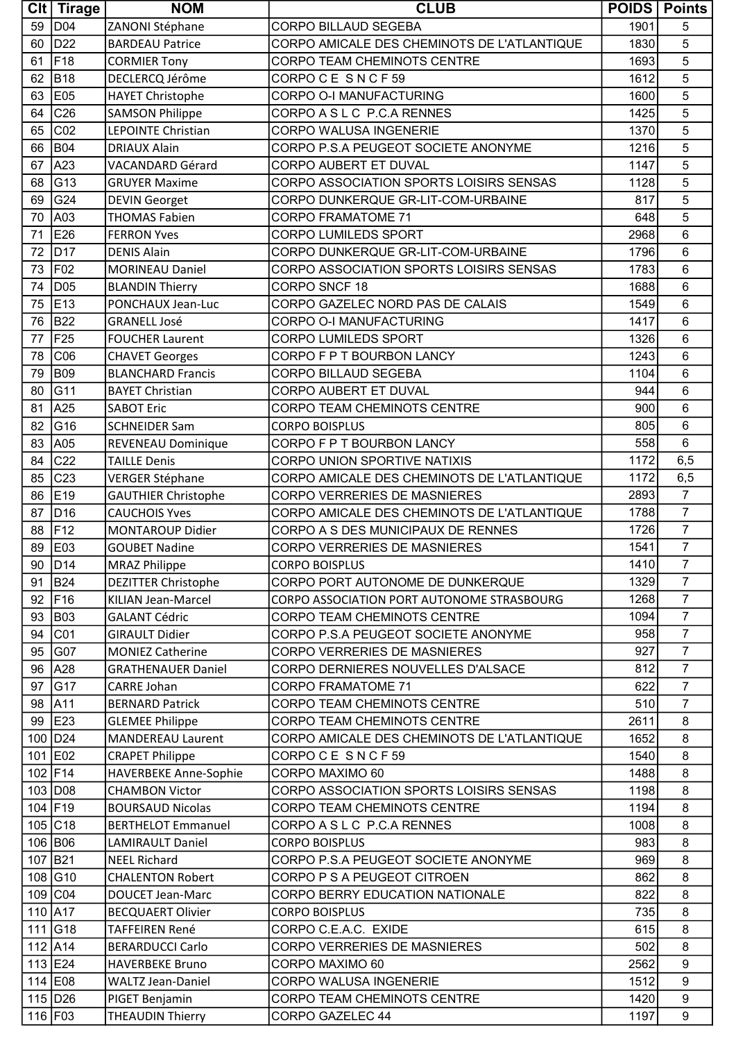| Clt | Tirage | NOM | CLUB | POIDS | Points |
|---|---|---|---|---|---|
| 59 | D04 | ZANONI Stéphane | CORPO BILLAUD SEGEBA | 1901 | 5 |
| 60 | D22 | BARDEAU Patrice | CORPO AMICALE DES CHEMINOTS DE L'ATLANTIQUE | 1830 | 5 |
| 61 | F18 | CORMIER Tony | CORPO TEAM CHEMINOTS CENTRE | 1693 | 5 |
| 62 | B18 | DECLERCQ Jérôme | CORPO C E S N C F 59 | 1612 | 5 |
| 63 | E05 | HAYET Christophe | CORPO O-I MANUFACTURING | 1600 | 5 |
| 64 | C26 | SAMSON Philippe | CORPO A S L C P.C.A RENNES | 1425 | 5 |
| 65 | C02 | LEPOINTE Christian | CORPO WALUSA INGENERIE | 1370 | 5 |
| 66 | B04 | DRIAUX Alain | CORPO P.S.A PEUGEOT SOCIETE ANONYME | 1216 | 5 |
| 67 | A23 | VACANDARD Gérard | CORPO AUBERT ET DUVAL | 1147 | 5 |
| 68 | G13 | GRUYER Maxime | CORPO ASSOCIATION SPORTS LOISIRS SENSAS | 1128 | 5 |
| 69 | G24 | DEVIN Georget | CORPO DUNKERQUE GR-LIT-COM-URBAINE | 817 | 5 |
| 70 | A03 | THOMAS Fabien | CORPO FRAMATOME 71 | 648 | 5 |
| 71 | E26 | FERRON Yves | CORPO LUMILEDS SPORT | 2968 | 6 |
| 72 | D17 | DENIS Alain | CORPO DUNKERQUE GR-LIT-COM-URBAINE | 1796 | 6 |
| 73 | F02 | MORINEAU Daniel | CORPO ASSOCIATION SPORTS LOISIRS SENSAS | 1783 | 6 |
| 74 | D05 | BLANDIN Thierry | CORPO SNCF 18 | 1688 | 6 |
| 75 | E13 | PONCHAUX Jean-Luc | CORPO GAZELEC NORD PAS DE CALAIS | 1549 | 6 |
| 76 | B22 | GRANELL José | CORPO O-I MANUFACTURING | 1417 | 6 |
| 77 | F25 | FOUCHER Laurent | CORPO LUMILEDS SPORT | 1326 | 6 |
| 78 | C06 | CHAVET Georges | CORPO F P T BOURBON LANCY | 1243 | 6 |
| 79 | B09 | BLANCHARD Francis | CORPO BILLAUD SEGEBA | 1104 | 6 |
| 80 | G11 | BAYET Christian | CORPO AUBERT ET DUVAL | 944 | 6 |
| 81 | A25 | SABOT Eric | CORPO TEAM CHEMINOTS CENTRE | 900 | 6 |
| 82 | G16 | SCHNEIDER Sam | CORPO BOISPLUS | 805 | 6 |
| 83 | A05 | REVENEAU Dominique | CORPO F P T BOURBON LANCY | 558 | 6 |
| 84 | C22 | TAILLE Denis | CORPO UNION SPORTIVE NATIXIS | 1172 | 6,5 |
| 85 | C23 | VERGER Stéphane | CORPO AMICALE DES CHEMINOTS DE L'ATLANTIQUE | 1172 | 6,5 |
| 86 | E19 | GAUTHIER Christophe | CORPO VERRERIES DE MASNIERES | 2893 | 7 |
| 87 | D16 | CAUCHOIS Yves | CORPO AMICALE DES CHEMINOTS DE L'ATLANTIQUE | 1788 | 7 |
| 88 | F12 | MONTAROUP Didier | CORPO A S DES MUNICIPAUX DE RENNES | 1726 | 7 |
| 89 | E03 | GOUBET Nadine | CORPO VERRERIES DE MASNIERES | 1541 | 7 |
| 90 | D14 | MRAZ Philippe | CORPO BOISPLUS | 1410 | 7 |
| 91 | B24 | DEZITTER Christophe | CORPO PORT AUTONOME DE DUNKERQUE | 1329 | 7 |
| 92 | F16 | KILIAN Jean-Marcel | CORPO ASSOCIATION PORT AUTONOME STRASBOURG | 1268 | 7 |
| 93 | B03 | GALANT Cédric | CORPO TEAM CHEMINOTS CENTRE | 1094 | 7 |
| 94 | C01 | GIRAULT Didier | CORPO P.S.A PEUGEOT SOCIETE ANONYME | 958 | 7 |
| 95 | G07 | MONIEZ Catherine | CORPO VERRERIES DE MASNIERES | 927 | 7 |
| 96 | A28 | GRATHENAUER Daniel | CORPO DERNIERES NOUVELLES D'ALSACE | 812 | 7 |
| 97 | G17 | CARRE Johan | CORPO FRAMATOME 71 | 622 | 7 |
| 98 | A11 | BERNARD Patrick | CORPO TEAM CHEMINOTS CENTRE | 510 | 7 |
| 99 | E23 | GLEMEE Philippe | CORPO TEAM CHEMINOTS CENTRE | 2611 | 8 |
| 100 | D24 | MANDEREAU Laurent | CORPO AMICALE DES CHEMINOTS DE L'ATLANTIQUE | 1652 | 8 |
| 101 | E02 | CRAPET Philippe | CORPO C E S N C F 59 | 1540 | 8 |
| 102 | F14 | HAVERBEKE Anne-Sophie | CORPO MAXIMO 60 | 1488 | 8 |
| 103 | D08 | CHAMBON Victor | CORPO ASSOCIATION SPORTS LOISIRS SENSAS | 1198 | 8 |
| 104 | F19 | BOURSAUD Nicolas | CORPO TEAM CHEMINOTS CENTRE | 1194 | 8 |
| 105 | C18 | BERTHELOT Emmanuel | CORPO A S L C P.C.A RENNES | 1008 | 8 |
| 106 | B06 | LAMIRAULT Daniel | CORPO BOISPLUS | 983 | 8 |
| 107 | B21 | NEEL Richard | CORPO P.S.A PEUGEOT SOCIETE ANONYME | 969 | 8 |
| 108 | G10 | CHALENTON Robert | CORPO P S A PEUGEOT CITROEN | 862 | 8 |
| 109 | C04 | DOUCET Jean-Marc | CORPO BERRY EDUCATION NATIONALE | 822 | 8 |
| 110 | A17 | BECQUAERT Olivier | CORPO BOISPLUS | 735 | 8 |
| 111 | G18 | TAFFEIREN René | CORPO C.E.A.C. EXIDE | 615 | 8 |
| 112 | A14 | BERARDUCCI Carlo | CORPO VERRERIES DE MASNIERES | 502 | 8 |
| 113 | E24 | HAVERBEKE Bruno | CORPO MAXIMO 60 | 2562 | 9 |
| 114 | E08 | WALTZ Jean-Daniel | CORPO WALUSA INGENERIE | 1512 | 9 |
| 115 | D26 | PIGET Benjamin | CORPO TEAM CHEMINOTS CENTRE | 1420 | 9 |
| 116 | F03 | THEAUDIN Thierry | CORPO GAZELEC 44 | 1197 | 9 |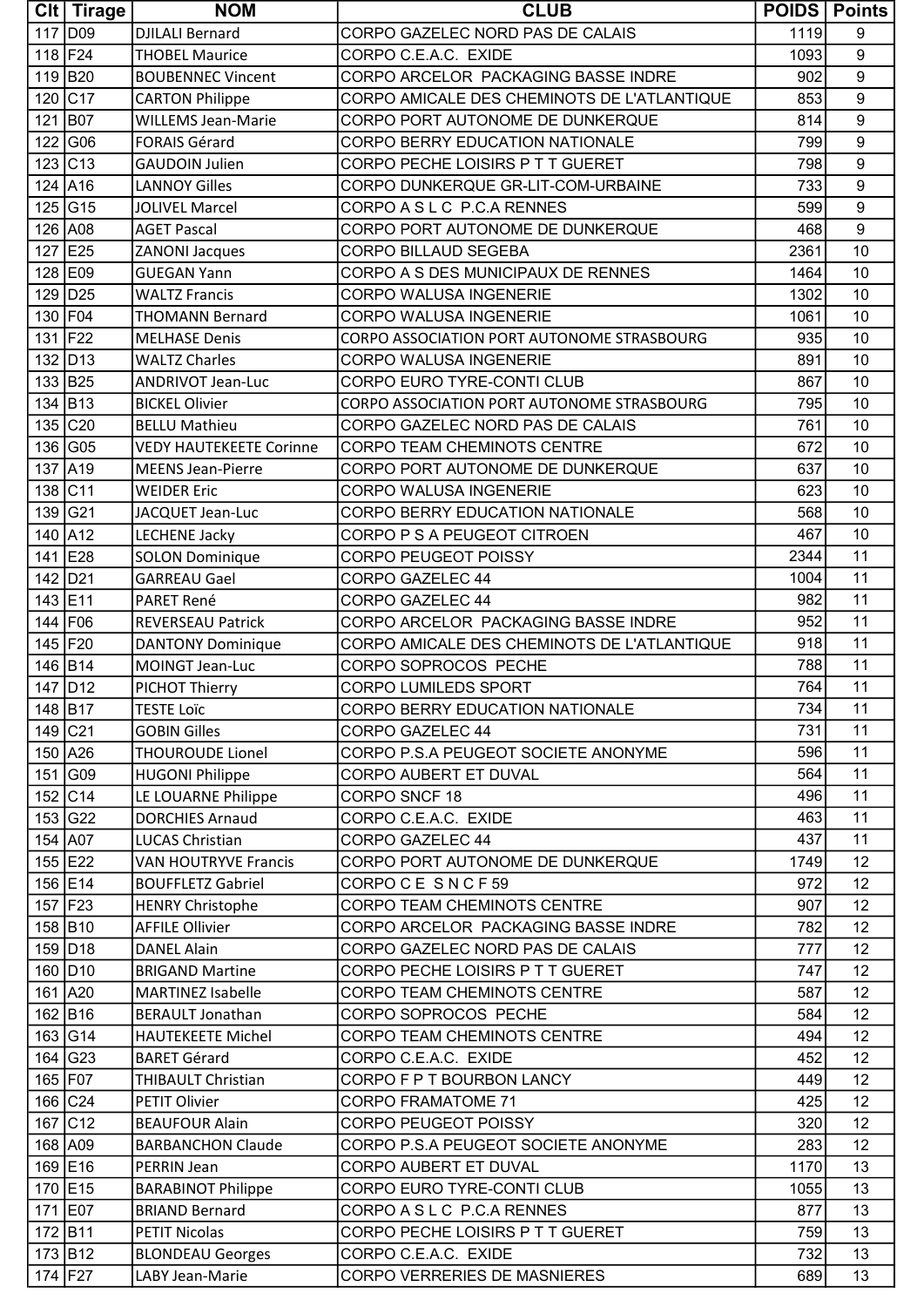| Clt | Tirage | NOM | CLUB | POIDS | Points |
|---|---|---|---|---|---|
| 117 | D09 | DJILALI Bernard | CORPO GAZELEC NORD PAS DE CALAIS | 1119 | 9 |
| 118 | F24 | THOBEL Maurice | CORPO C.E.A.C. EXIDE | 1093 | 9 |
| 119 | B20 | BOUBENNEC Vincent | CORPO ARCELOR PACKAGING BASSE INDRE | 902 | 9 |
| 120 | C17 | CARTON Philippe | CORPO AMICALE DES CHEMINOTS DE L'ATLANTIQUE | 853 | 9 |
| 121 | B07 | WILLEMS Jean-Marie | CORPO PORT AUTONOME DE DUNKERQUE | 814 | 9 |
| 122 | G06 | FORAIS Gérard | CORPO BERRY EDUCATION NATIONALE | 799 | 9 |
| 123 | C13 | GAUDOIN Julien | CORPO PECHE LOISIRS P T T GUERET | 798 | 9 |
| 124 | A16 | LANNOY Gilles | CORPO DUNKERQUE GR-LIT-COM-URBAINE | 733 | 9 |
| 125 | G15 | JOLIVEL Marcel | CORPO A S L C P.C.A RENNES | 599 | 9 |
| 126 | A08 | AGET Pascal | CORPO PORT AUTONOME DE DUNKERQUE | 468 | 9 |
| 127 | E25 | ZANONI Jacques | CORPO BILLAUD SEGEBA | 2361 | 10 |
| 128 | E09 | GUEGAN Yann | CORPO A S DES MUNICIPAUX DE RENNES | 1464 | 10 |
| 129 | D25 | WALTZ Francis | CORPO WALUSA INGENERIE | 1302 | 10 |
| 130 | F04 | THOMANN Bernard | CORPO WALUSA INGENERIE | 1061 | 10 |
| 131 | F22 | MELHASE Denis | CORPO ASSOCIATION PORT AUTONOME STRASBOURG | 935 | 10 |
| 132 | D13 | WALTZ Charles | CORPO WALUSA INGENERIE | 891 | 10 |
| 133 | B25 | ANDRIVOT Jean-Luc | CORPO EURO TYRE-CONTI CLUB | 867 | 10 |
| 134 | B13 | BICKEL Olivier | CORPO ASSOCIATION PORT AUTONOME STRASBOURG | 795 | 10 |
| 135 | C20 | BELLU Mathieu | CORPO GAZELEC NORD PAS DE CALAIS | 761 | 10 |
| 136 | G05 | VEDY HAUTEKEETE Corinne | CORPO TEAM CHEMINOTS CENTRE | 672 | 10 |
| 137 | A19 | MEENS Jean-Pierre | CORPO PORT AUTONOME DE DUNKERQUE | 637 | 10 |
| 138 | C11 | WEIDER Eric | CORPO WALUSA INGENERIE | 623 | 10 |
| 139 | G21 | JACQUET Jean-Luc | CORPO BERRY EDUCATION NATIONALE | 568 | 10 |
| 140 | A12 | LECHENE Jacky | CORPO P S A PEUGEOT CITROEN | 467 | 10 |
| 141 | E28 | SOLON Dominique | CORPO PEUGEOT POISSY | 2344 | 11 |
| 142 | D21 | GARREAU Gael | CORPO GAZELEC 44 | 1004 | 11 |
| 143 | E11 | PARET René | CORPO GAZELEC 44 | 982 | 11 |
| 144 | F06 | REVERSEAU Patrick | CORPO ARCELOR PACKAGING BASSE INDRE | 952 | 11 |
| 145 | F20 | DANTONY Dominique | CORPO AMICALE DES CHEMINOTS DE L'ATLANTIQUE | 918 | 11 |
| 146 | B14 | MOINGT Jean-Luc | CORPO SOPROCOS PECHE | 788 | 11 |
| 147 | D12 | PICHOT Thierry | CORPO LUMILEDS SPORT | 764 | 11 |
| 148 | B17 | TESTE Loïc | CORPO BERRY EDUCATION NATIONALE | 734 | 11 |
| 149 | C21 | GOBIN Gilles | CORPO GAZELEC 44 | 731 | 11 |
| 150 | A26 | THOUROUDE Lionel | CORPO P.S.A PEUGEOT SOCIETE ANONYME | 596 | 11 |
| 151 | G09 | HUGONI Philippe | CORPO AUBERT ET DUVAL | 564 | 11 |
| 152 | C14 | LE LOUARNE Philippe | CORPO SNCF 18 | 496 | 11 |
| 153 | G22 | DORCHIES Arnaud | CORPO C.E.A.C. EXIDE | 463 | 11 |
| 154 | A07 | LUCAS Christian | CORPO GAZELEC 44 | 437 | 11 |
| 155 | E22 | VAN HOUTRYVE Francis | CORPO PORT AUTONOME DE DUNKERQUE | 1749 | 12 |
| 156 | E14 | BOUFFLETZ Gabriel | CORPO C E S N C F 59 | 972 | 12 |
| 157 | F23 | HENRY Christophe | CORPO TEAM CHEMINOTS CENTRE | 907 | 12 |
| 158 | B10 | AFFILE Ollivier | CORPO ARCELOR PACKAGING BASSE INDRE | 782 | 12 |
| 159 | D18 | DANEL Alain | CORPO GAZELEC NORD PAS DE CALAIS | 777 | 12 |
| 160 | D10 | BRIGAND Martine | CORPO PECHE LOISIRS P T T GUERET | 747 | 12 |
| 161 | A20 | MARTINEZ Isabelle | CORPO TEAM CHEMINOTS CENTRE | 587 | 12 |
| 162 | B16 | BERAULT Jonathan | CORPO SOPROCOS PECHE | 584 | 12 |
| 163 | G14 | HAUTEKEETE Michel | CORPO TEAM CHEMINOTS CENTRE | 494 | 12 |
| 164 | G23 | BARET Gérard | CORPO C.E.A.C. EXIDE | 452 | 12 |
| 165 | F07 | THIBAULT Christian | CORPO F P T BOURBON LANCY | 449 | 12 |
| 166 | C24 | PETIT Olivier | CORPO FRAMATOME 71 | 425 | 12 |
| 167 | C12 | BEAUFOUR Alain | CORPO PEUGEOT POISSY | 320 | 12 |
| 168 | A09 | BARBANCHON Claude | CORPO P.S.A PEUGEOT SOCIETE ANONYME | 283 | 12 |
| 169 | E16 | PERRIN Jean | CORPO AUBERT ET DUVAL | 1170 | 13 |
| 170 | E15 | BARABINOT Philippe | CORPO EURO TYRE-CONTI CLUB | 1055 | 13 |
| 171 | E07 | BRIAND Bernard | CORPO A S L C P.C.A RENNES | 877 | 13 |
| 172 | B11 | PETIT Nicolas | CORPO PECHE LOISIRS P T T GUERET | 759 | 13 |
| 173 | B12 | BLONDEAU Georges | CORPO C.E.A.C. EXIDE | 732 | 13 |
| 174 | F27 | LABY Jean-Marie | CORPO VERRERIES DE MASNIERES | 689 | 13 |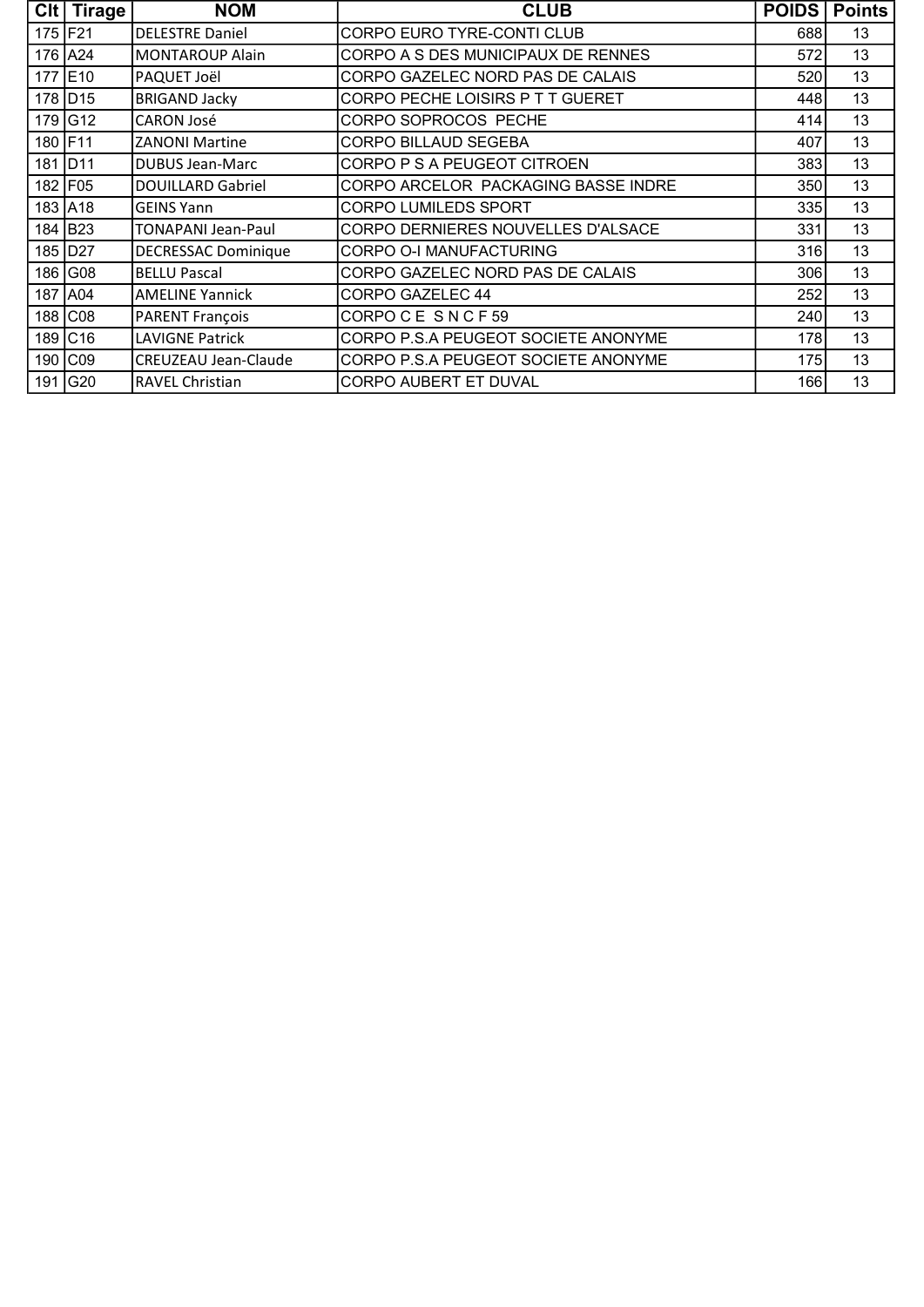| Clt | Tirage | NOM | CLUB | POIDS | Points |
|---|---|---|---|---|---|
| 175 | F21 | DELESTRE Daniel | CORPO EURO TYRE-CONTI CLUB | 688 | 13 |
| 176 | A24 | MONTAROUP Alain | CORPO A S DES MUNICIPAUX DE RENNES | 572 | 13 |
| 177 | E10 | PAQUET Joël | CORPO GAZELEC NORD PAS DE CALAIS | 520 | 13 |
| 178 | D15 | BRIGAND Jacky | CORPO PECHE LOISIRS P T T GUERET | 448 | 13 |
| 179 | G12 | CARON José | CORPO SOPROCOS PECHE | 414 | 13 |
| 180 | F11 | ZANONI Martine | CORPO BILLAUD SEGEBA | 407 | 13 |
| 181 | D11 | DUBUS Jean-Marc | CORPO P S A PEUGEOT CITROEN | 383 | 13 |
| 182 | F05 | DOUILLARD Gabriel | CORPO ARCELOR PACKAGING BASSE INDRE | 350 | 13 |
| 183 | A18 | GEINS Yann | CORPO LUMILEDS SPORT | 335 | 13 |
| 184 | B23 | TONAPANI Jean-Paul | CORPO DERNIERES NOUVELLES D'ALSACE | 331 | 13 |
| 185 | D27 | DECRESSAC Dominique | CORPO O-I MANUFACTURING | 316 | 13 |
| 186 | G08 | BELLU Pascal | CORPO GAZELEC NORD PAS DE CALAIS | 306 | 13 |
| 187 | A04 | AMELINE Yannick | CORPO GAZELEC 44 | 252 | 13 |
| 188 | C08 | PARENT François | CORPO C E S N C F 59 | 240 | 13 |
| 189 | C16 | LAVIGNE Patrick | CORPO P.S.A PEUGEOT SOCIETE ANONYME | 178 | 13 |
| 190 | C09 | CREUZEAU Jean-Claude | CORPO P.S.A PEUGEOT SOCIETE ANONYME | 175 | 13 |
| 191 | G20 | RAVEL Christian | CORPO AUBERT ET DUVAL | 166 | 13 |